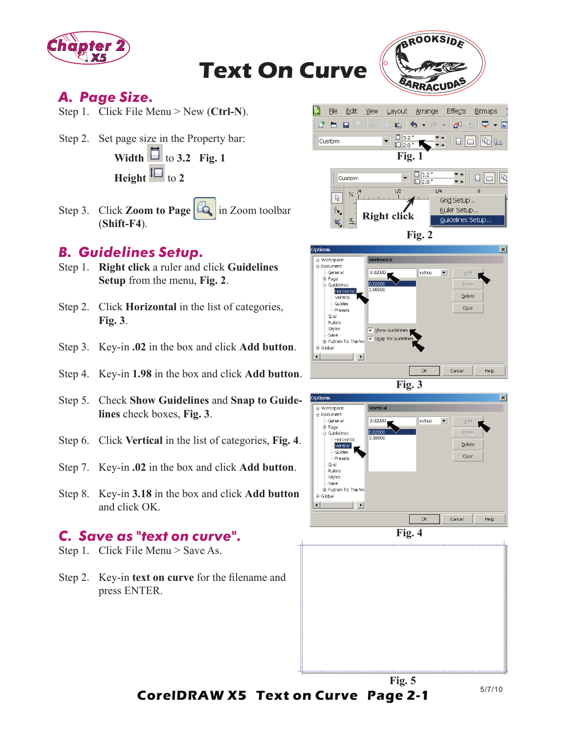# Text On Curve

## A. Page Size.

Step 1. Click File Menu > New (**Ctrl-N**).

Step 2. Set page size in the Property bar:

**Width** to **3.2** **Fig. 1**

**Height** to **2**

Step 3. Click **Zoom to Page** in Zoom toolbar (**Shift-F4**).

Fig. 1

Right click

Fig. 2

## B. Guidelines Setup.

Step 1. **Right click** a ruler and click **Guidelines Setup** from the menu, **Fig. 2**.

Step 2. Click **Horizontal** in the list of categories, **Fig. 3**.

Step 3. Key-in **.02** in the box and click **Add button**.

Step 4. Key-in **1.98** in the box and click **Add button**.

Step 5. Check **Show Guidelines** and **Snap to Guidelines** check boxes, **Fig. 3**.

Step 6. Click **Vertical** in the list of categories, **Fig. 4**.

Step 7. Key-in **.02** in the box and click **Add button**.

Step 8. Key-in **3.18** in the box and click **Add button** and click OK.

Fig. 3

Fig. 4

## C. Save as "text on curve".

Step 1. Click File Menu > Save As.

Step 2. Key-in **text on curve** for the filename and press ENTER.

Fig. 5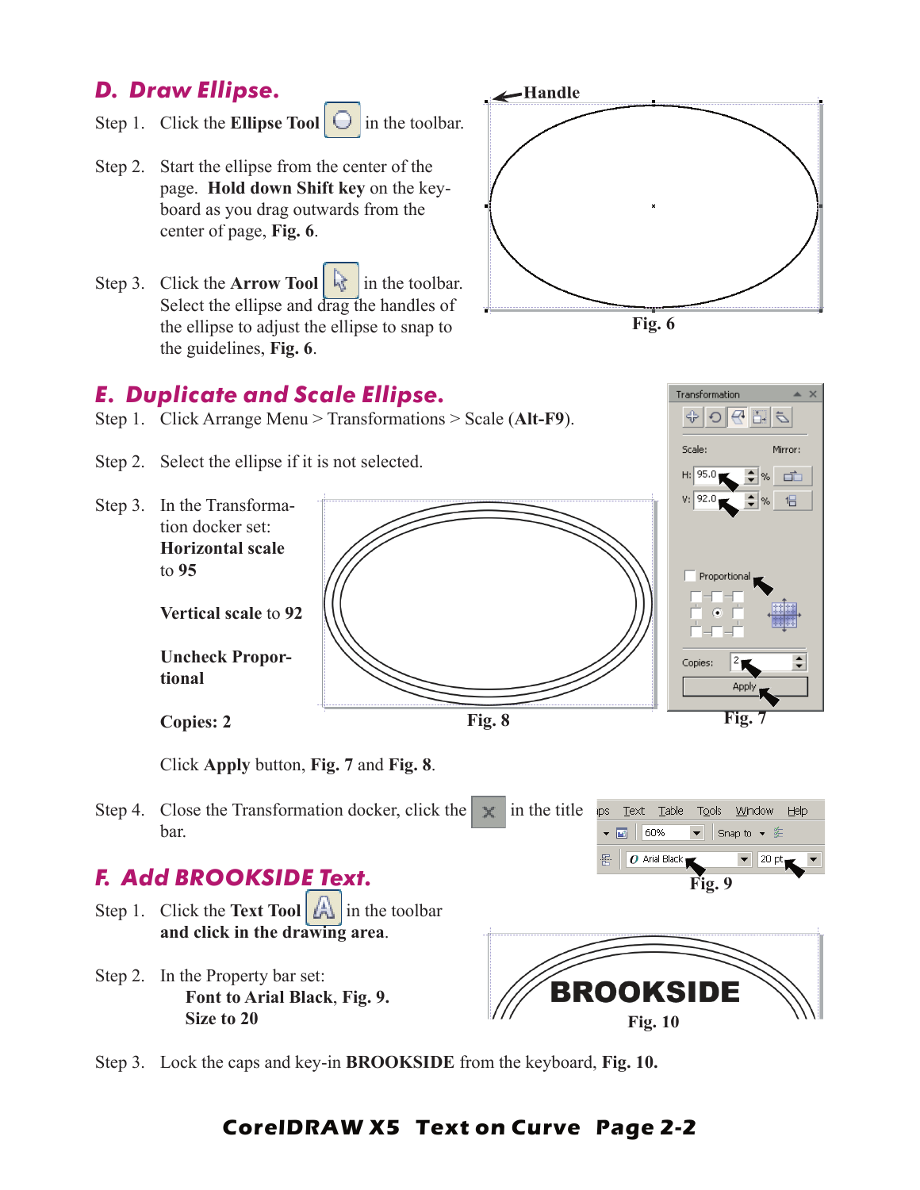## D. Draw Ellipse.

Step 1. Click the **Ellipse Tool** in the toolbar.

Step 2. Start the ellipse from the center of the page. **Hold down Shift key** on the keyboard as you drag outwards from the center of page, **Fig. 6**.

Step 3. Click the **Arrow Tool** in the toolbar. Select the ellipse and drag the handles of the ellipse to adjust the ellipse to snap to the guidelines, **Fig. 6**.

Handle

**Fig. 6**

## E. Duplicate and Scale Ellipse.

Step 1. Click Arrange Menu > Transformations > Scale (**Alt-F9**).

Step 2. Select the ellipse if it is not selected.

Step 3. In the Transformation docker set:

**Horizontal scale** to **95**

**Vertical scale** to **92**

**Uncheck Proportional**

**Copies: 2**

Click **Apply** button, **Fig. 7** and **Fig. 8**.

**Fig. 8**

**Fig. 7**

Step 4. Close the Transformation docker, click the in the title bar.

## F. Add BROOKSIDE Text.

Step 1. Click the **Text Tool** in the toolbar **and click in the drawing area**.

Step 2. In the Property bar set:
**Font to Arial Black**, **Fig. 9.**
**Size to 20**

**Fig. 9**

BROOKSIDE

**Fig. 10**

Step 3. Lock the caps and key-in **BROOKSIDE** from the keyboard, **Fig. 10.**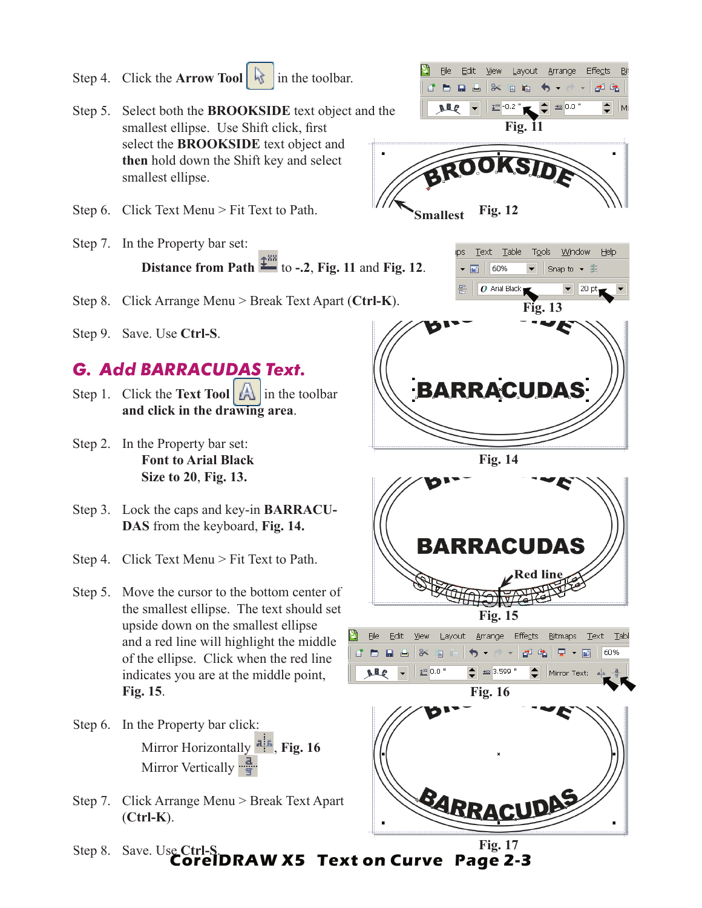Step 4. Click the **Arrow Tool** in the toolbar.

Step 5. Select both the **BROOKSIDE** text object and the smallest ellipse. Use Shift click, first select the **BROOKSIDE** text object and **then** hold down the Shift key and select smallest ellipse.

Step 6. Click Text Menu > Fit Text to Path.

Step 7. In the Property bar set:

**Distance from Path** to **-.2**, **Fig. 11** and **Fig. 12**.

Step 8. Click Arrange Menu > Break Text Apart (**Ctrl-K**).

Step 9. Save. Use **Ctrl-S**.

Fig. 11

Smallest Fig. 12

Fig. 13

## G. Add BARRACUDAS Text.

Step 1. Click the **Text Tool** in the toolbar **and click in the drawing area**.

Step 2. In the Property bar set:
**Font to Arial Black**
**Size to 20**, **Fig. 13.**

Step 3. Lock the caps and key-in **BARRACUDAS** from the keyboard, **Fig. 14.**

Step 4. Click Text Menu > Fit Text to Path.

Step 5. Move the cursor to the bottom center of the smallest ellipse. The text should set upside down on the smallest ellipse and a red line will highlight the middle of the ellipse. Click when the red line indicates you are at the middle point, **Fig. 15**.

Step 6. In the Property bar click:
Mirror Horizontally, **Fig. 16**
Mirror Vertically

Step 7. Click Arrange Menu > Break Text Apart (**Ctrl-K**).

Step 8. Save. Use **Ctrl-S**.

Fig. 14

Red line

Fig. 15

Fig. 16

Fig. 17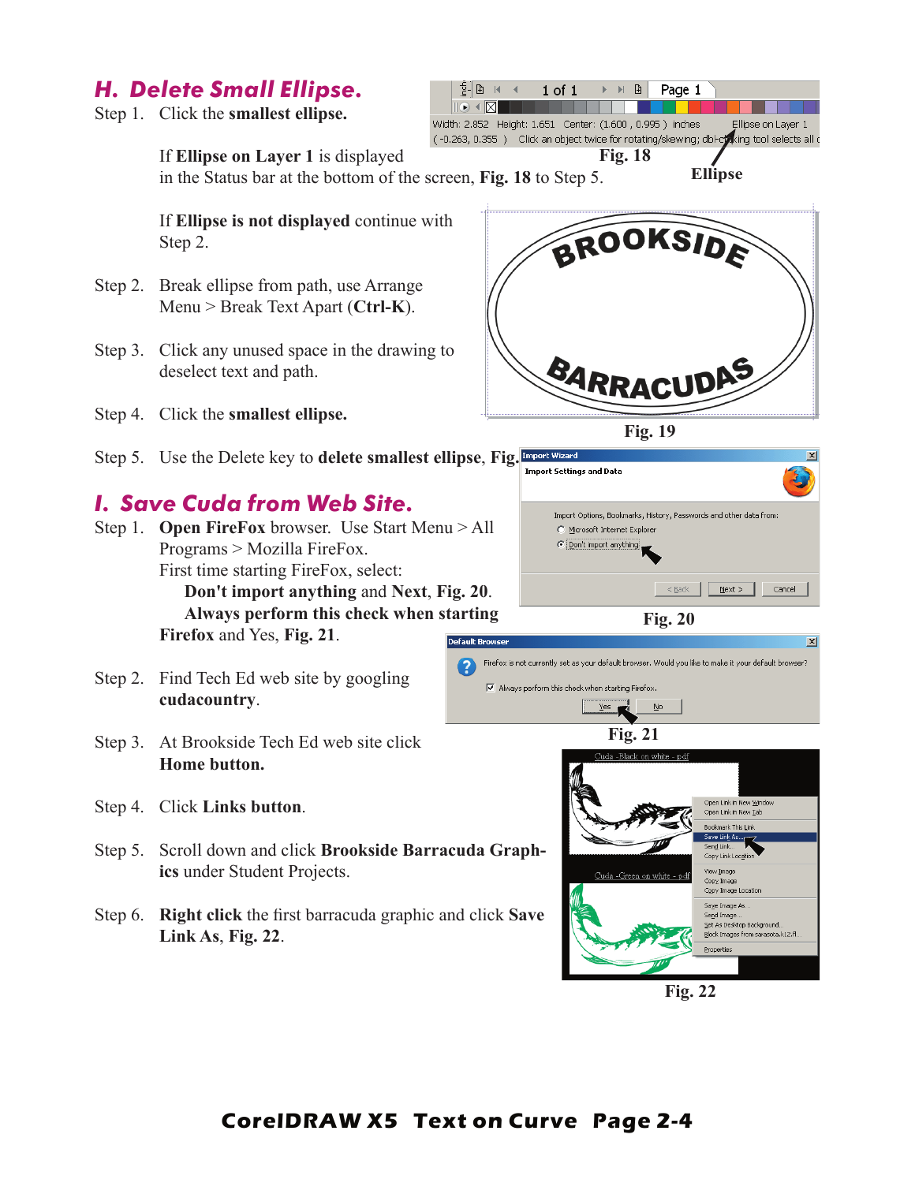## H. Delete Small Ellipse.

Step 1. Click the **smallest ellipse.**

If **Ellipse on Layer 1** is displayed in the Status bar at the bottom of the screen, **Fig. 18** to Step 5.

Fig. 18

Ellipse

If **Ellipse is not displayed** continue with Step 2.

Step 2. Break ellipse from path, use Arrange Menu > Break Text Apart (**Ctrl-K**).

Step 3. Click any unused space in the drawing to deselect text and path.

Step 4. Click the **smallest ellipse.**

Fig. 19

Step 5. Use the Delete key to **delete smallest ellipse**, **Fig.**

## I. Save Cuda from Web Site.

Step 1. **Open FireFox** browser. Use Start Menu > All Programs > Mozilla FireFox.
First time starting FireFox, select:
**Don't import anything** and Next, **Fig. 20**.
**Always perform this check when starting Firefox** and Yes, **Fig. 21**.

Fig. 20

Step 2. Find Tech Ed web site by googling **cudacountry**.

Fig. 21

Step 3. At Brookside Tech Ed web site click **Home button.**

Step 4. Click **Links button**.

Step 5. Scroll down and click **Brookside Barracuda Graphics** under Student Projects.

Step 6. **Right click** the first barracuda graphic and click **Save Link As**, **Fig. 22**.

Fig. 22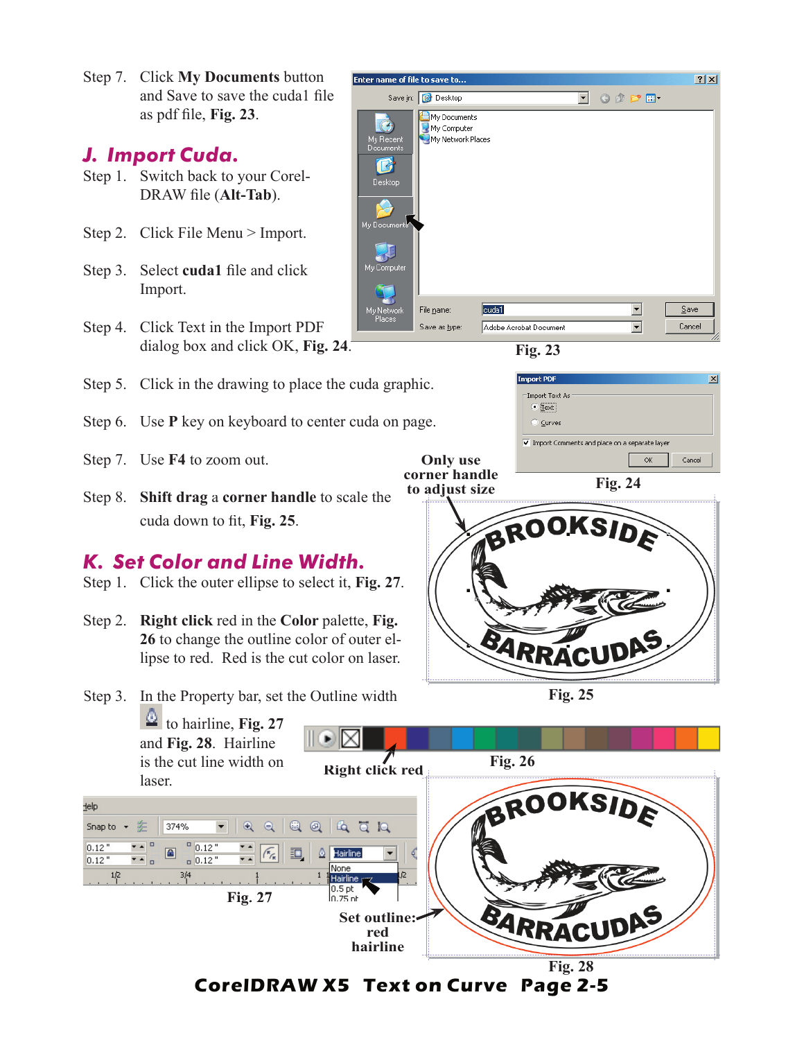Step 7. Click **My Documents** button and Save to save the cuda1 file as pdf file, **Fig. 23**.

Fig. 23

## J. Import Cuda.

Step 1. Switch back to your CorelDRAW file (**Alt-Tab**).

Step 2. Click File Menu > Import.

Step 3. Select **cuda1** file and click Import.

Step 4. Click Text in the Import PDF dialog box and click OK, **Fig. 24**.

Fig. 24

Step 5. Click in the drawing to place the cuda graphic.

Step 6. Use **P** key on keyboard to center cuda on page.

Step 7. Use **F4** to zoom out.

Step 8. **Shift drag** a **corner handle** to scale the cuda down to fit, **Fig. 25**.

**Only use corner handle to adjust size**

Fig. 25

## K. Set Color and Line Width.

Step 1. Click the outer ellipse to select it, **Fig. 27**.

Step 2. **Right click** red in the **Color** palette, **Fig. 26** to change the outline color of outer ellipse to red. Red is the cut color on laser.

**Right click red**

Fig. 26

Step 3. In the Property bar, set the Outline width to hairline, **Fig. 27** and **Fig. 28**. Hairline is the cut line width on laser.

Fig. 27

**Set outline: red hairline**

Fig. 28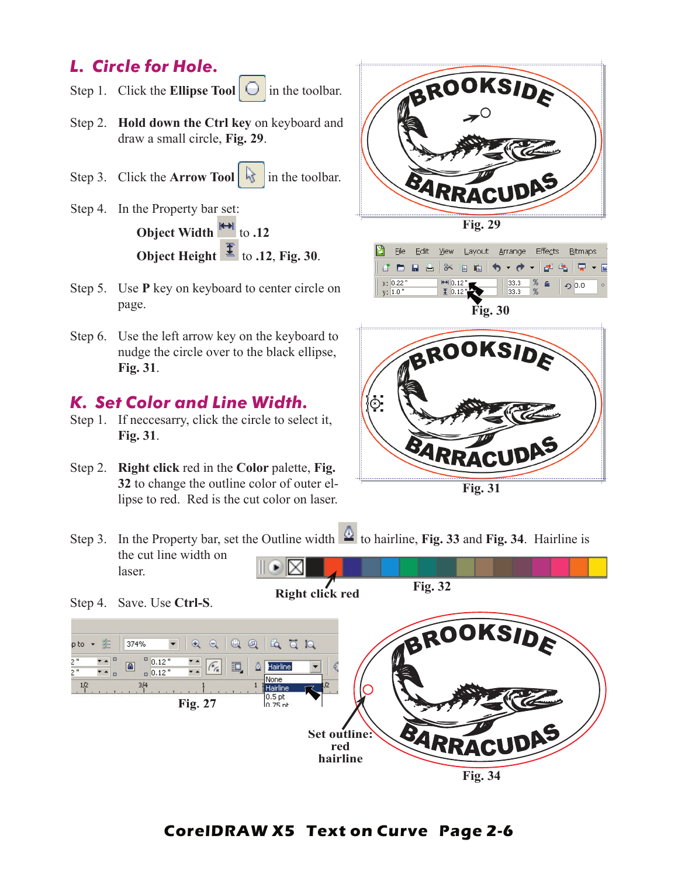## L. Circle for Hole.

Step 1. Click the **Ellipse Tool** in the toolbar.

Step 2. **Hold down the Ctrl key** on keyboard and draw a small circle, **Fig. 29**.

Step 3. Click the **Arrow Tool** in the toolbar.

Step 4. In the Property bar set:

**Object Width** to **.12**

**Object Height** to **.12**, **Fig. 30**.

Step 5. Use **P** key on keyboard to center circle on page.

Step 6. Use the left arrow key on the keyboard to nudge the circle over to the black ellipse, **Fig. 31**.

Fig. 29

Fig. 30

Fig. 31

## K. Set Color and Line Width.

Step 1. If neccesarry, click the circle to select it, **Fig. 31**.

Step 2. **Right click** red in the **Color** palette, **Fig. 32** to change the outline color of outer ellipse to red. Red is the cut color on laser.

Step 3. In the Property bar, set the Outline width to hairline, **Fig. 33** and **Fig. 34**. Hairline is the cut line width on laser.

Step 4. Save. Use **Ctrl-S**.

Right click red

Fig. 32

Fig. 27

Set outline: red hairline

Fig. 34